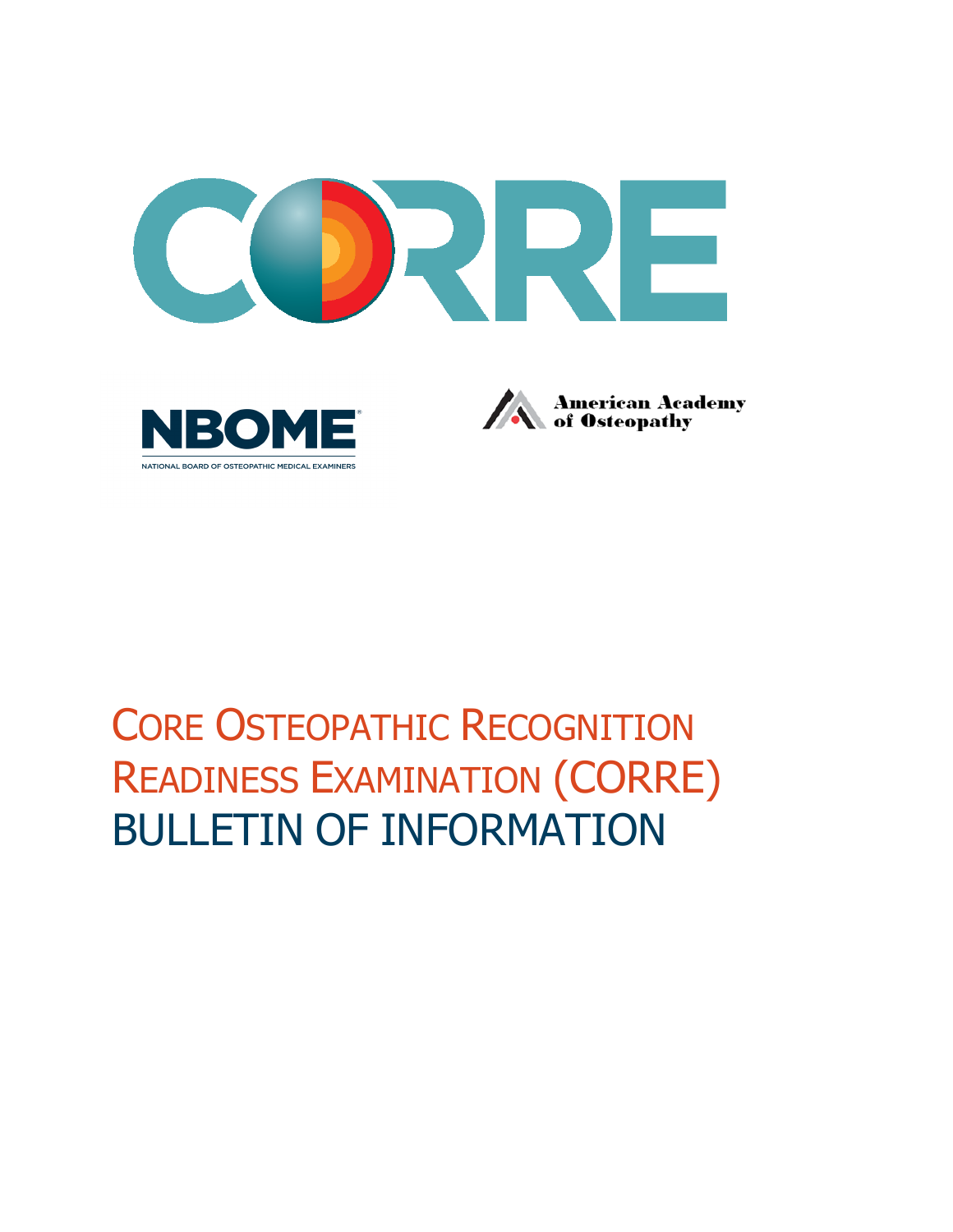# CORRE

NBOME

NATIONAL BOARD OF OSTEOPATHIC MEDICAL EXAMINERS

American Academy of Osteopathy

# CORE OSTEOPATHIC RECOGNITION READINESS EXAMINATION (CORRE) BULLETIN OF INFORMATION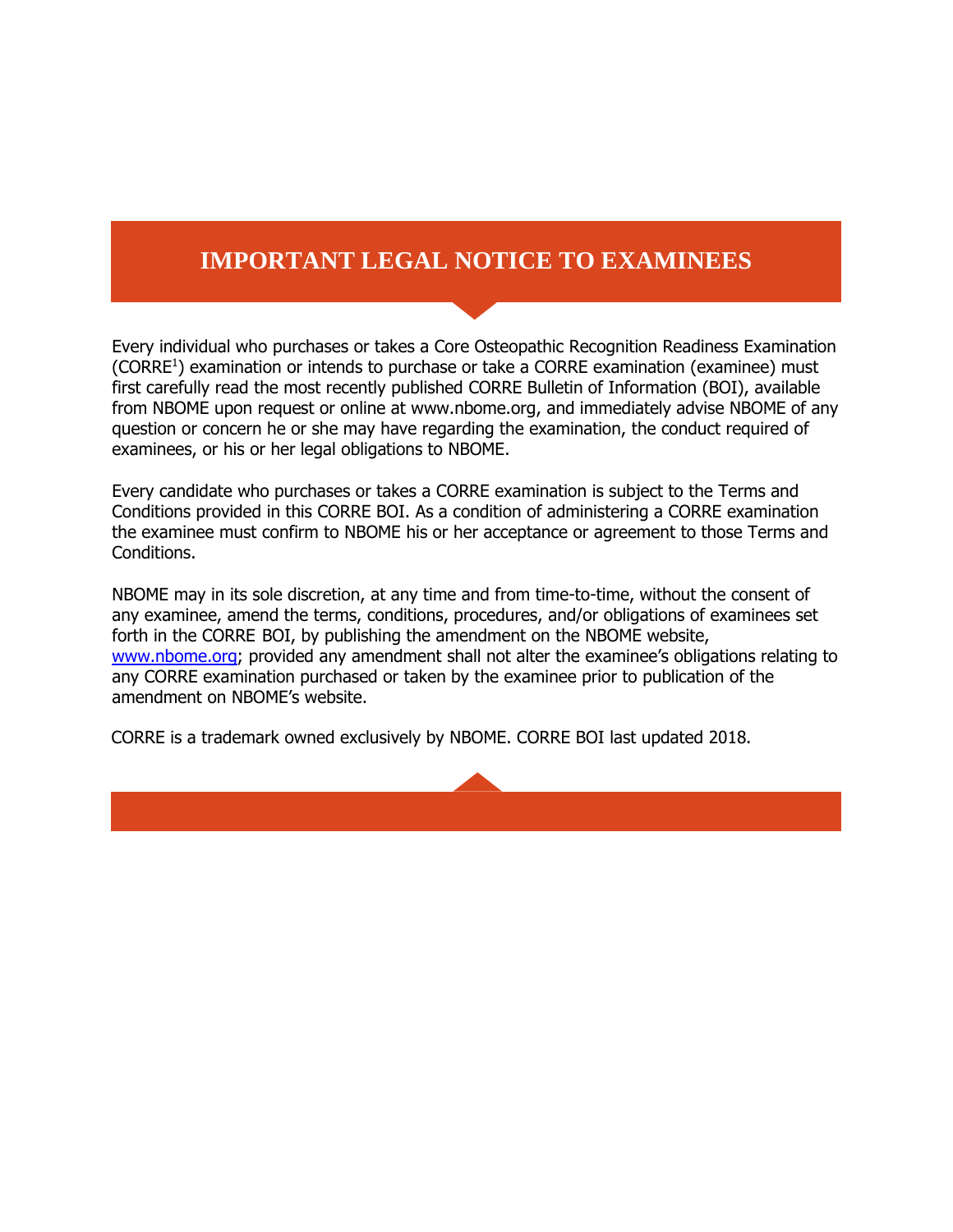# IMPORTANT LEGAL NOTICE TO EXAMINEES

Every individual who purchases or takes a Core Osteopathic Recognition Readiness Examination (CORRE[1]) examination or intends to purchase or take a CORRE examination (examinee) must first carefully read the most recently published CORRE Bulletin of Information (BOI), available from NBOME upon request or online at www.nbome.org, and immediately advise NBOME of any question or concern he or she may have regarding the examination, the conduct required of examinees, or his or her legal obligations to NBOME.

Every candidate who purchases or takes a CORRE examination is subject to the Terms and Conditions provided in this CORRE BOI. As a condition of administering a CORRE examination the examinee must confirm to NBOME his or her acceptance or agreement to those Terms and Conditions.

NBOME may in its sole discretion, at any time and from time-to-time, without the consent of any examinee, amend the terms, conditions, procedures, and/or obligations of examinees set forth in the CORRE BOI, by publishing the amendment on the NBOME website, www.nbome.org; provided any amendment shall not alter the examinee's obligations relating to any CORRE examination purchased or taken by the examinee prior to publication of the amendment on NBOME's website.

CORRE is a trademark owned exclusively by NBOME. CORRE BOI last updated 2018.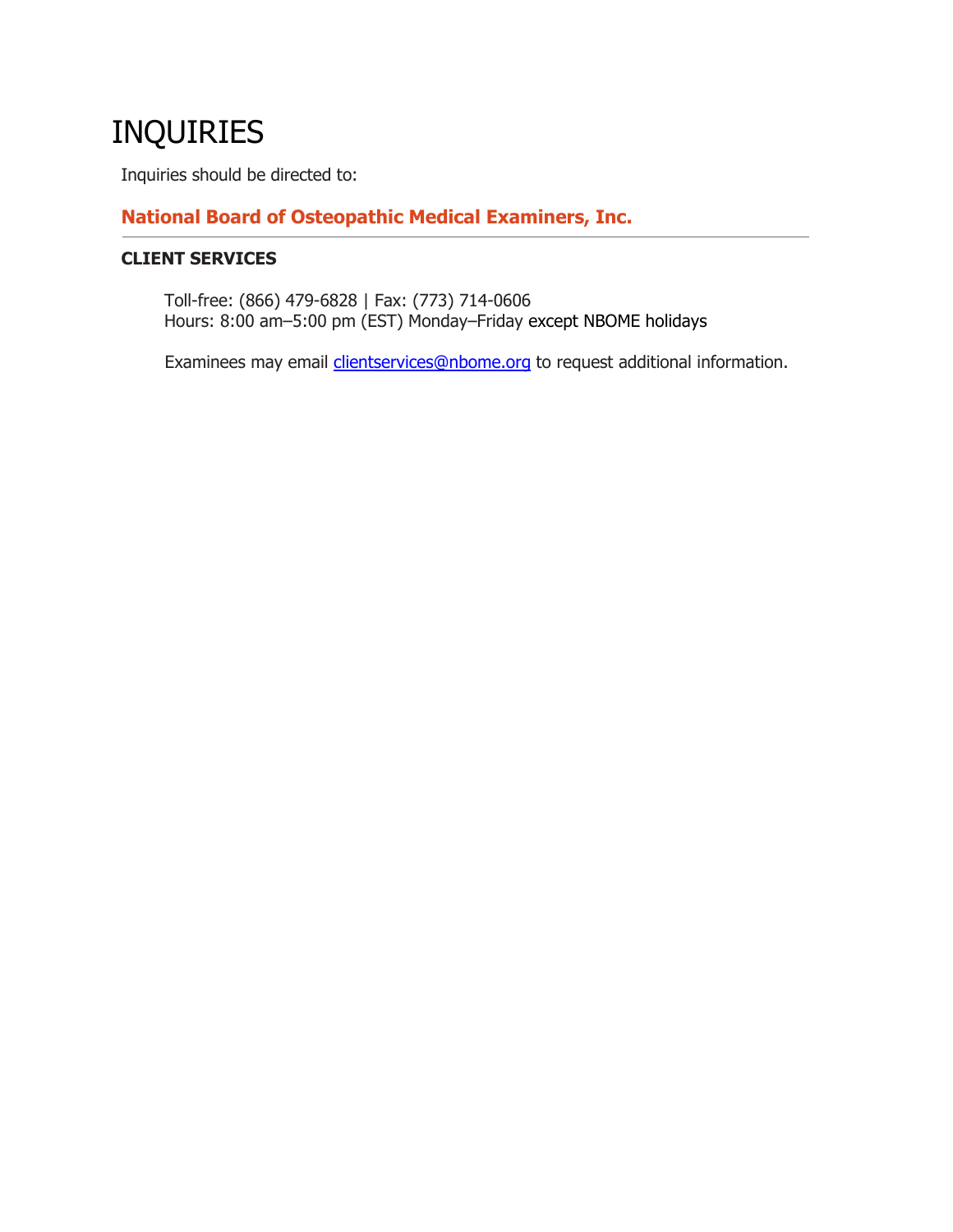# INQUIRIES

Inquiries should be directed to:

## National Board of Osteopathic Medical Examiners, Inc.

---

### CLIENT SERVICES

Toll-free: (866) 479-6828 | Fax: (773) 714-0606
Hours: 8:00 am–5:00 pm (EST) Monday–Friday except NBOME holidays

Examinees may email clientservices@nbome.org to request additional information.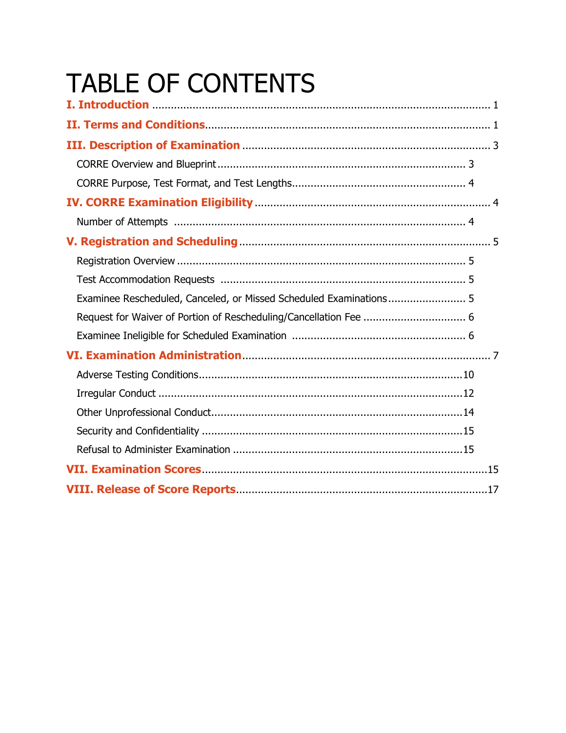# TABLE OF CONTENTS

**I. Introduction** .......... 1

**II. Terms and Conditions** .......... 1

**III. Description of Examination** .......... 3

- CORRE Overview and Blueprint .......... 3
- CORRE Purpose, Test Format, and Test Lengths .......... 4

**IV. CORRE Examination Eligibility** .......... 4

- Number of Attempts .......... 4

**V. Registration and Scheduling** .......... 5

- Registration Overview .......... 5
- Test Accommodation Requests .......... 5
- Examinee Rescheduled, Canceled, or Missed Scheduled Examinations .......... 5
- Request for Waiver of Portion of Rescheduling/Cancellation Fee .......... 6
- Examinee Ineligible for Scheduled Examination .......... 6

**VI. Examination Administration** .......... 7

- Adverse Testing Conditions .......... 10
- Irregular Conduct .......... 12
- Other Unprofessional Conduct .......... 14
- Security and Confidentiality .......... 15
- Refusal to Administer Examination .......... 15

**VII. Examination Scores** .......... 15

**VIII. Release of Score Reports** .......... 17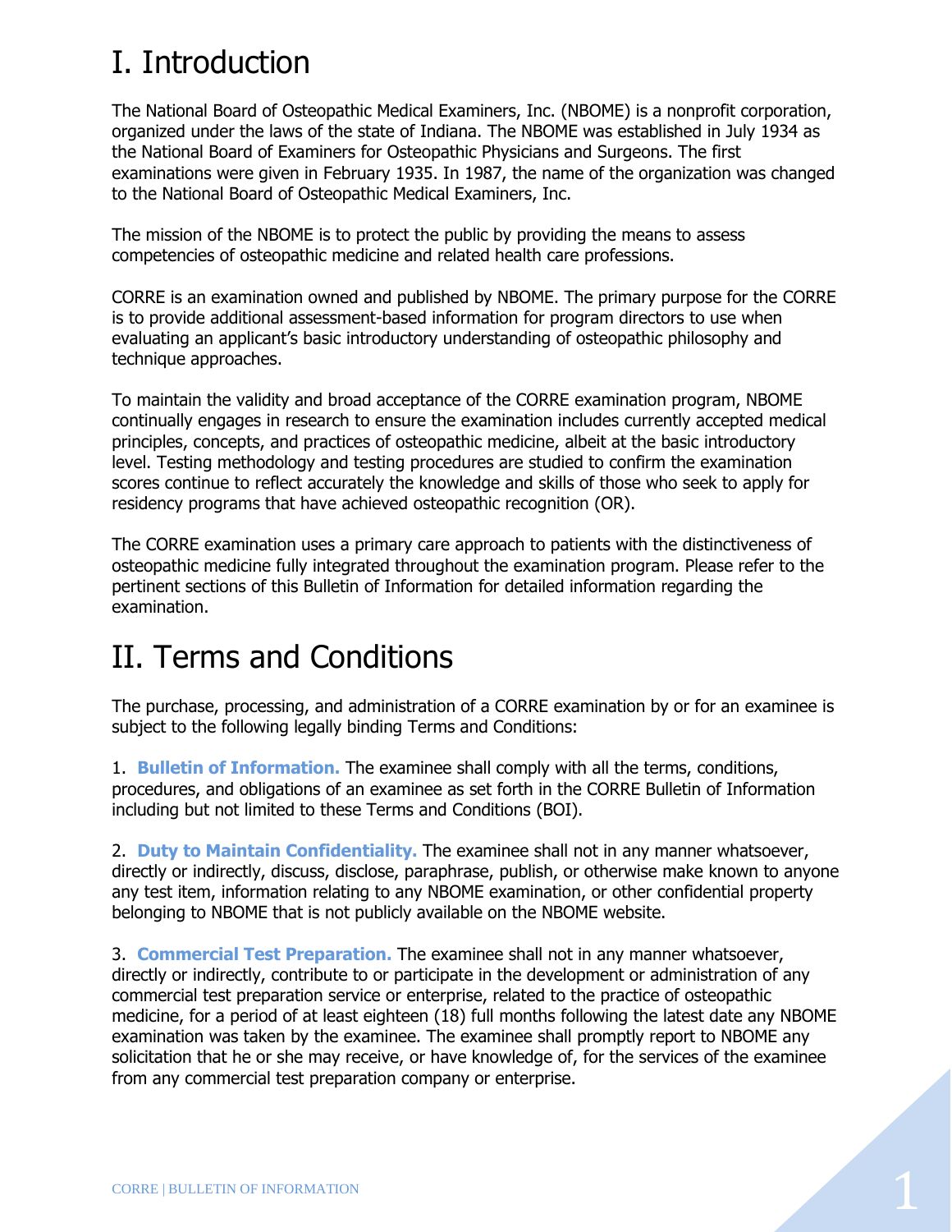# I. Introduction

The National Board of Osteopathic Medical Examiners, Inc. (NBOME) is a nonprofit corporation, organized under the laws of the state of Indiana. The NBOME was established in July 1934 as the National Board of Examiners for Osteopathic Physicians and Surgeons. The first examinations were given in February 1935. In 1987, the name of the organization was changed to the National Board of Osteopathic Medical Examiners, Inc.

The mission of the NBOME is to protect the public by providing the means to assess competencies of osteopathic medicine and related health care professions.

CORRE is an examination owned and published by NBOME. The primary purpose for the CORRE is to provide additional assessment-based information for program directors to use when evaluating an applicant's basic introductory understanding of osteopathic philosophy and technique approaches.

To maintain the validity and broad acceptance of the CORRE examination program, NBOME continually engages in research to ensure the examination includes currently accepted medical principles, concepts, and practices of osteopathic medicine, albeit at the basic introductory level. Testing methodology and testing procedures are studied to confirm the examination scores continue to reflect accurately the knowledge and skills of those who seek to apply for residency programs that have achieved osteopathic recognition (OR).

The CORRE examination uses a primary care approach to patients with the distinctiveness of osteopathic medicine fully integrated throughout the examination program. Please refer to the pertinent sections of this Bulletin of Information for detailed information regarding the examination.

# II. Terms and Conditions

The purchase, processing, and administration of a CORRE examination by or for an examinee is subject to the following legally binding Terms and Conditions:

1. **Bulletin of Information.** The examinee shall comply with all the terms, conditions, procedures, and obligations of an examinee as set forth in the CORRE Bulletin of Information including but not limited to these Terms and Conditions (BOI).

2. **Duty to Maintain Confidentiality.** The examinee shall not in any manner whatsoever, directly or indirectly, discuss, disclose, paraphrase, publish, or otherwise make known to anyone any test item, information relating to any NBOME examination, or other confidential property belonging to NBOME that is not publicly available on the NBOME website.

3. **Commercial Test Preparation.** The examinee shall not in any manner whatsoever, directly or indirectly, contribute to or participate in the development or administration of any commercial test preparation service or enterprise, related to the practice of osteopathic medicine, for a period of at least eighteen (18) full months following the latest date any NBOME examination was taken by the examinee. The examinee shall promptly report to NBOME any solicitation that he or she may receive, or have knowledge of, for the services of the examinee from any commercial test preparation company or enterprise.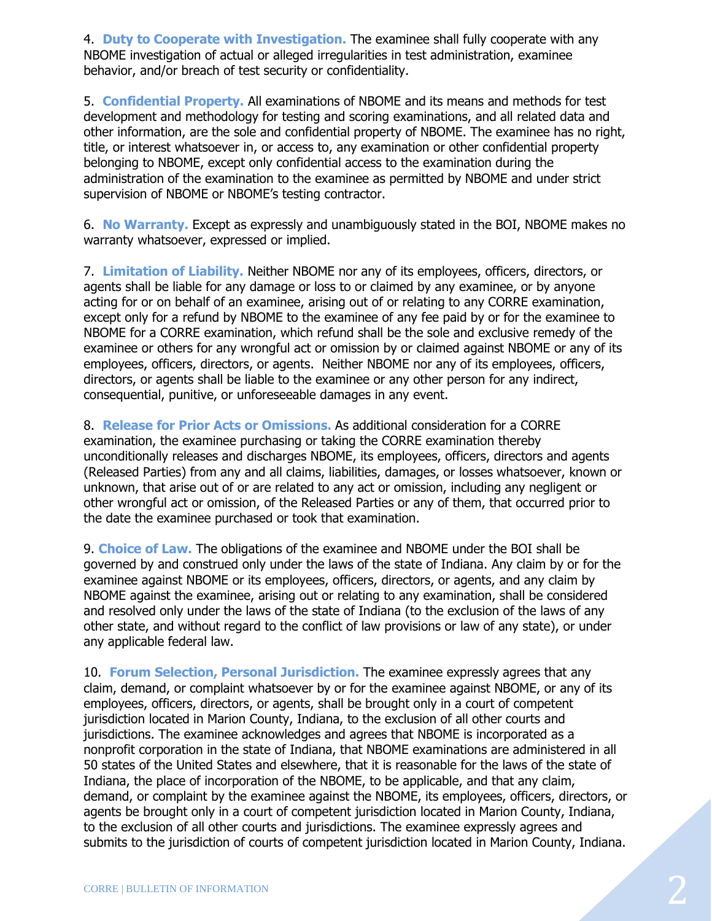4. **Duty to Cooperate with Investigation.** The examinee shall fully cooperate with any NBOME investigation of actual or alleged irregularities in test administration, examinee behavior, and/or breach of test security or confidentiality.

5. **Confidential Property.** All examinations of NBOME and its means and methods for test development and methodology for testing and scoring examinations, and all related data and other information, are the sole and confidential property of NBOME. The examinee has no right, title, or interest whatsoever in, or access to, any examination or other confidential property belonging to NBOME, except only confidential access to the examination during the administration of the examination to the examinee as permitted by NBOME and under strict supervision of NBOME or NBOME's testing contractor.

6. **No Warranty.** Except as expressly and unambiguously stated in the BOI, NBOME makes no warranty whatsoever, expressed or implied.

7. **Limitation of Liability.** Neither NBOME nor any of its employees, officers, directors, or agents shall be liable for any damage or loss to or claimed by any examinee, or by anyone acting for or on behalf of an examinee, arising out of or relating to any CORRE examination, except only for a refund by NBOME to the examinee of any fee paid by or for the examinee to NBOME for a CORRE examination, which refund shall be the sole and exclusive remedy of the examinee or others for any wrongful act or omission by or claimed against NBOME or any of its employees, officers, directors, or agents. Neither NBOME nor any of its employees, officers, directors, or agents shall be liable to the examinee or any other person for any indirect, consequential, punitive, or unforeseeable damages in any event.

8. **Release for Prior Acts or Omissions.** As additional consideration for a CORRE examination, the examinee purchasing or taking the CORRE examination thereby unconditionally releases and discharges NBOME, its employees, officers, directors and agents (Released Parties) from any and all claims, liabilities, damages, or losses whatsoever, known or unknown, that arise out of or are related to any act or omission, including any negligent or other wrongful act or omission, of the Released Parties or any of them, that occurred prior to the date the examinee purchased or took that examination.

9. **Choice of Law.** The obligations of the examinee and NBOME under the BOI shall be governed by and construed only under the laws of the state of Indiana. Any claim by or for the examinee against NBOME or its employees, officers, directors, or agents, and any claim by NBOME against the examinee, arising out or relating to any examination, shall be considered and resolved only under the laws of the state of Indiana (to the exclusion of the laws of any other state, and without regard to the conflict of law provisions or law of any state), or under any applicable federal law.

10. **Forum Selection, Personal Jurisdiction.** The examinee expressly agrees that any claim, demand, or complaint whatsoever by or for the examinee against NBOME, or any of its employees, officers, directors, or agents, shall be brought only in a court of competent jurisdiction located in Marion County, Indiana, to the exclusion of all other courts and jurisdictions. The examinee acknowledges and agrees that NBOME is incorporated as a nonprofit corporation in the state of Indiana, that NBOME examinations are administered in all 50 states of the United States and elsewhere, that it is reasonable for the laws of the state of Indiana, the place of incorporation of the NBOME, to be applicable, and that any claim, demand, or complaint by the examinee against the NBOME, its employees, officers, directors, or agents be brought only in a court of competent jurisdiction located in Marion County, Indiana, to the exclusion of all other courts and jurisdictions. The examinee expressly agrees and submits to the jurisdiction of courts of competent jurisdiction located in Marion County, Indiana.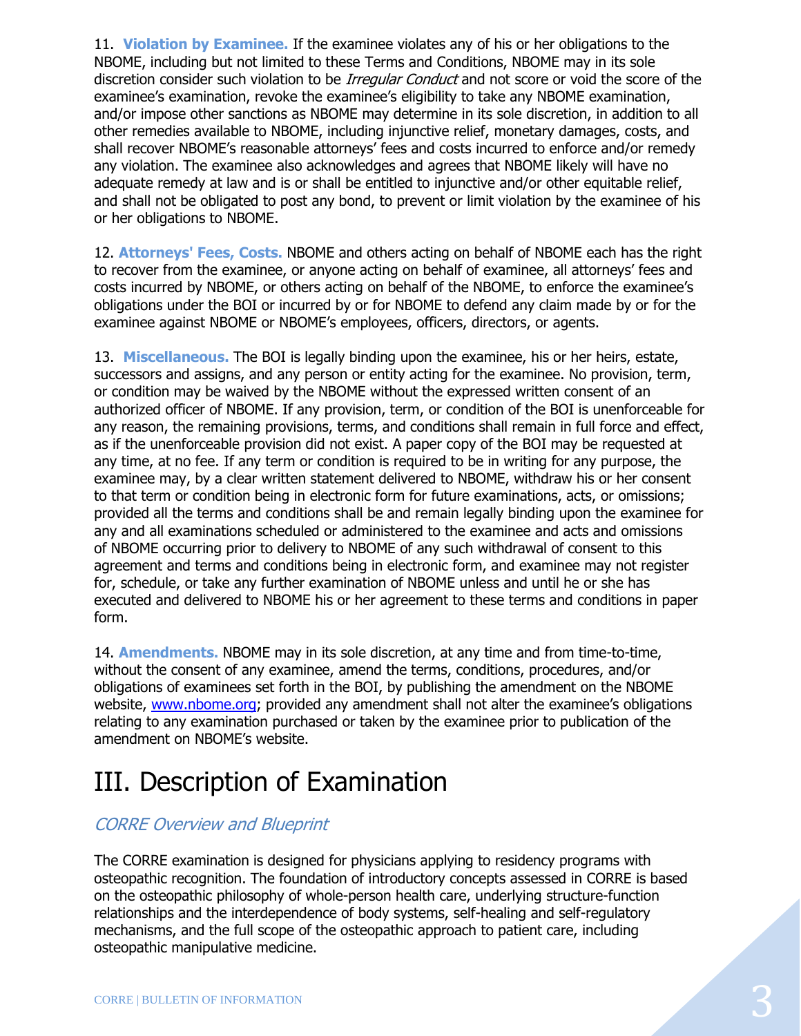11. **Violation by Examinee.** If the examinee violates any of his or her obligations to the NBOME, including but not limited to these Terms and Conditions, NBOME may in its sole discretion consider such violation to be *Irregular Conduct* and not score or void the score of the examinee's examination, revoke the examinee's eligibility to take any NBOME examination, and/or impose other sanctions as NBOME may determine in its sole discretion, in addition to all other remedies available to NBOME, including injunctive relief, monetary damages, costs, and shall recover NBOME's reasonable attorneys' fees and costs incurred to enforce and/or remedy any violation. The examinee also acknowledges and agrees that NBOME likely will have no adequate remedy at law and is or shall be entitled to injunctive and/or other equitable relief, and shall not be obligated to post any bond, to prevent or limit violation by the examinee of his or her obligations to NBOME.

12. **Attorneys' Fees, Costs.** NBOME and others acting on behalf of NBOME each has the right to recover from the examinee, or anyone acting on behalf of examinee, all attorneys' fees and costs incurred by NBOME, or others acting on behalf of the NBOME, to enforce the examinee's obligations under the BOI or incurred by or for NBOME to defend any claim made by or for the examinee against NBOME or NBOME's employees, officers, directors, or agents.

13. **Miscellaneous.** The BOI is legally binding upon the examinee, his or her heirs, estate, successors and assigns, and any person or entity acting for the examinee. No provision, term, or condition may be waived by the NBOME without the expressed written consent of an authorized officer of NBOME. If any provision, term, or condition of the BOI is unenforceable for any reason, the remaining provisions, terms, and conditions shall remain in full force and effect, as if the unenforceable provision did not exist. A paper copy of the BOI may be requested at any time, at no fee. If any term or condition is required to be in writing for any purpose, the examinee may, by a clear written statement delivered to NBOME, withdraw his or her consent to that term or condition being in electronic form for future examinations, acts, or omissions; provided all the terms and conditions shall be and remain legally binding upon the examinee for any and all examinations scheduled or administered to the examinee and acts and omissions of NBOME occurring prior to delivery to NBOME of any such withdrawal of consent to this agreement and terms and conditions being in electronic form, and examinee may not register for, schedule, or take any further examination of NBOME unless and until he or she has executed and delivered to NBOME his or her agreement to these terms and conditions in paper form.

14. **Amendments.** NBOME may in its sole discretion, at any time and from time-to-time, without the consent of any examinee, amend the terms, conditions, procedures, and/or obligations of examinees set forth in the BOI, by publishing the amendment on the NBOME website, [www.nbome.org](http://www.nbome.org); provided any amendment shall not alter the examinee's obligations relating to any examination purchased or taken by the examinee prior to publication of the amendment on NBOME's website.

# III. Description of Examination

## *CORRE Overview and Blueprint*

The CORRE examination is designed for physicians applying to residency programs with osteopathic recognition. The foundation of introductory concepts assessed in CORRE is based on the osteopathic philosophy of whole-person health care, underlying structure-function relationships and the interdependence of body systems, self-healing and self-regulatory mechanisms, and the full scope of the osteopathic approach to patient care, including osteopathic manipulative medicine.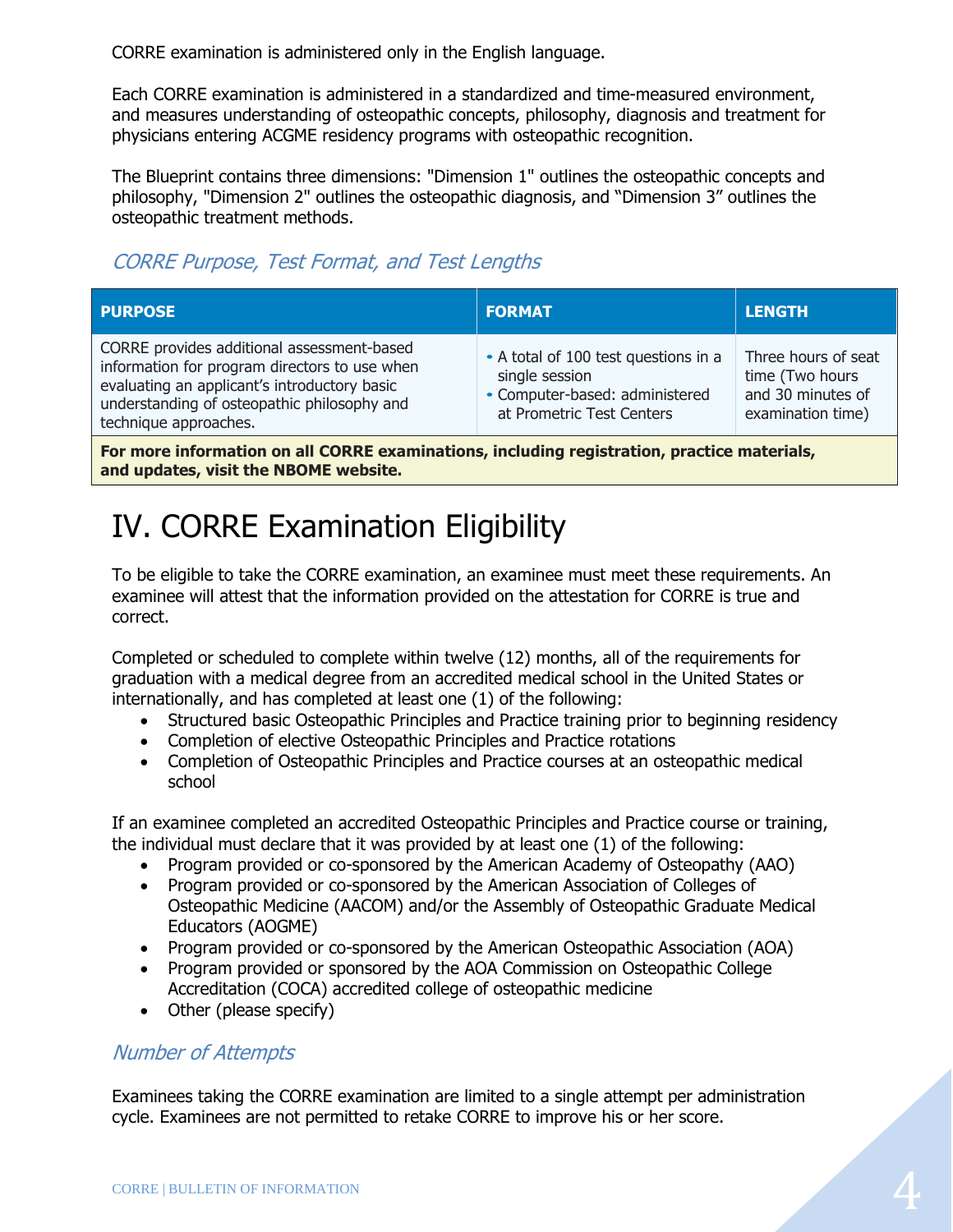CORRE examination is administered only in the English language.

Each CORRE examination is administered in a standardized and time-measured environment, and measures understanding of osteopathic concepts, philosophy, diagnosis and treatment for physicians entering ACGME residency programs with osteopathic recognition.

The Blueprint contains three dimensions: "Dimension 1" outlines the osteopathic concepts and philosophy, "Dimension 2" outlines the osteopathic diagnosis, and "Dimension 3" outlines the osteopathic treatment methods.

### *CORRE Purpose, Test Format, and Test Lengths*

| PURPOSE | FORMAT | LENGTH |
| --- | --- | --- |
| CORRE provides additional assessment-based information for program directors to use when evaluating an applicant's introductory basic understanding of osteopathic philosophy and technique approaches. | • A total of 100 test questions in a single session<br>• Computer-based: administered at Prometric Test Centers | Three hours of seat time (Two hours and 30 minutes of examination time) |
| **For more information on all CORRE examinations, including registration, practice materials, and updates, visit the NBOME website.** | | |

# IV. CORRE Examination Eligibility

To be eligible to take the CORRE examination, an examinee must meet these requirements. An examinee will attest that the information provided on the attestation for CORRE is true and correct.

Completed or scheduled to complete within twelve (12) months, all of the requirements for graduation with a medical degree from an accredited medical school in the United States or internationally, and has completed at least one (1) of the following:

- Structured basic Osteopathic Principles and Practice training prior to beginning residency
- Completion of elective Osteopathic Principles and Practice rotations
- Completion of Osteopathic Principles and Practice courses at an osteopathic medical school

If an examinee completed an accredited Osteopathic Principles and Practice course or training, the individual must declare that it was provided by at least one (1) of the following:

- Program provided or co-sponsored by the American Academy of Osteopathy (AAO)
- Program provided or co-sponsored by the American Association of Colleges of Osteopathic Medicine (AACOM) and/or the Assembly of Osteopathic Graduate Medical Educators (AOGME)
- Program provided or co-sponsored by the American Osteopathic Association (AOA)
- Program provided or sponsored by the AOA Commission on Osteopathic College Accreditation (COCA) accredited college of osteopathic medicine
- Other (please specify)

### *Number of Attempts*

Examinees taking the CORRE examination are limited to a single attempt per administration cycle. Examinees are not permitted to retake CORRE to improve his or her score.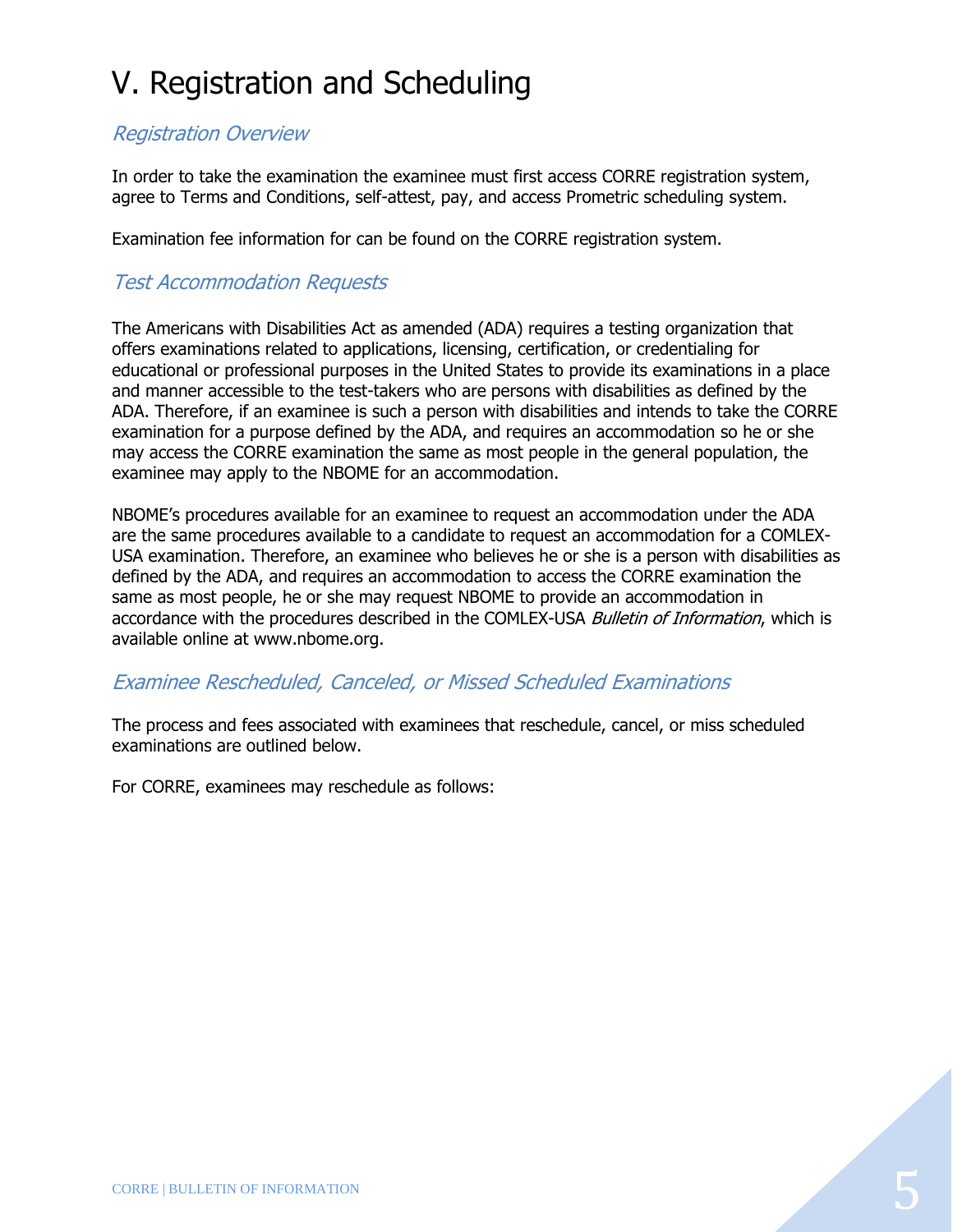# V. Registration and Scheduling

## *Registration Overview*

In order to take the examination the examinee must first access CORRE registration system, agree to Terms and Conditions, self-attest, pay, and access Prometric scheduling system.

Examination fee information for can be found on the CORRE registration system.

## *Test Accommodation Requests*

The Americans with Disabilities Act as amended (ADA) requires a testing organization that offers examinations related to applications, licensing, certification, or credentialing for educational or professional purposes in the United States to provide its examinations in a place and manner accessible to the test-takers who are persons with disabilities as defined by the ADA. Therefore, if an examinee is such a person with disabilities and intends to take the CORRE examination for a purpose defined by the ADA, and requires an accommodation so he or she may access the CORRE examination the same as most people in the general population, the examinee may apply to the NBOME for an accommodation.

NBOME's procedures available for an examinee to request an accommodation under the ADA are the same procedures available to a candidate to request an accommodation for a COMLEX-USA examination. Therefore, an examinee who believes he or she is a person with disabilities as defined by the ADA, and requires an accommodation to access the CORRE examination the same as most people, he or she may request NBOME to provide an accommodation in accordance with the procedures described in the COMLEX-USA *Bulletin of Information*, which is available online at www.nbome.org.

## *Examinee Rescheduled, Canceled, or Missed Scheduled Examinations*

The process and fees associated with examinees that reschedule, cancel, or miss scheduled examinations are outlined below.

For CORRE, examinees may reschedule as follows: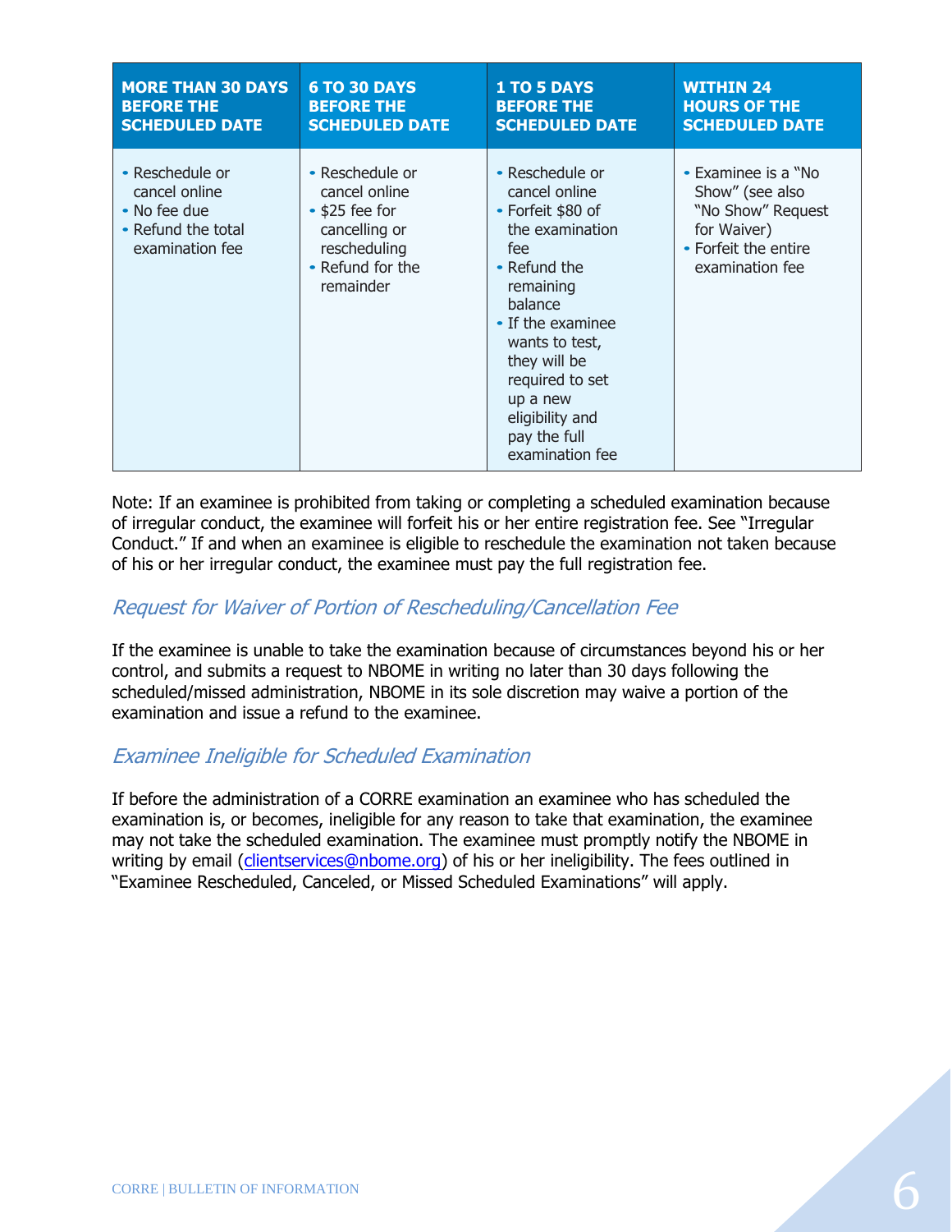| MORE THAN 30 DAYS BEFORE THE SCHEDULED DATE | 6 TO 30 DAYS BEFORE THE SCHEDULED DATE | 1 TO 5 DAYS BEFORE THE SCHEDULED DATE | WITHIN 24 HOURS OF THE SCHEDULED DATE |
|---|---|---|---|
| • Reschedule or cancel online<br>• No fee due<br>• Refund the total examination fee | • Reschedule or cancel online<br>• $25 fee for cancelling or rescheduling<br>• Refund for the remainder | • Reschedule or cancel online<br>• Forfeit $80 of the examination fee<br>• Refund the remaining balance<br>• If the examinee wants to test, they will be required to set up a new eligibility and pay the full examination fee | • Examinee is a "No Show" (see also "No Show" Request for Waiver)<br>• Forfeit the entire examination fee |

Note: If an examinee is prohibited from taking or completing a scheduled examination because of irregular conduct, the examinee will forfeit his or her entire registration fee. See "Irregular Conduct." If and when an examinee is eligible to reschedule the examination not taken because of his or her irregular conduct, the examinee must pay the full registration fee.

### *Request for Waiver of Portion of Rescheduling/Cancellation Fee*

If the examinee is unable to take the examination because of circumstances beyond his or her control, and submits a request to NBOME in writing no later than 30 days following the scheduled/missed administration, NBOME in its sole discretion may waive a portion of the examination and issue a refund to the examinee.

### *Examinee Ineligible for Scheduled Examination*

If before the administration of a CORRE examination an examinee who has scheduled the examination is, or becomes, ineligible for any reason to take that examination, the examinee may not take the scheduled examination. The examinee must promptly notify the NBOME in writing by email (clientservices@nbome.org) of his or her ineligibility. The fees outlined in "Examinee Rescheduled, Canceled, or Missed Scheduled Examinations" will apply.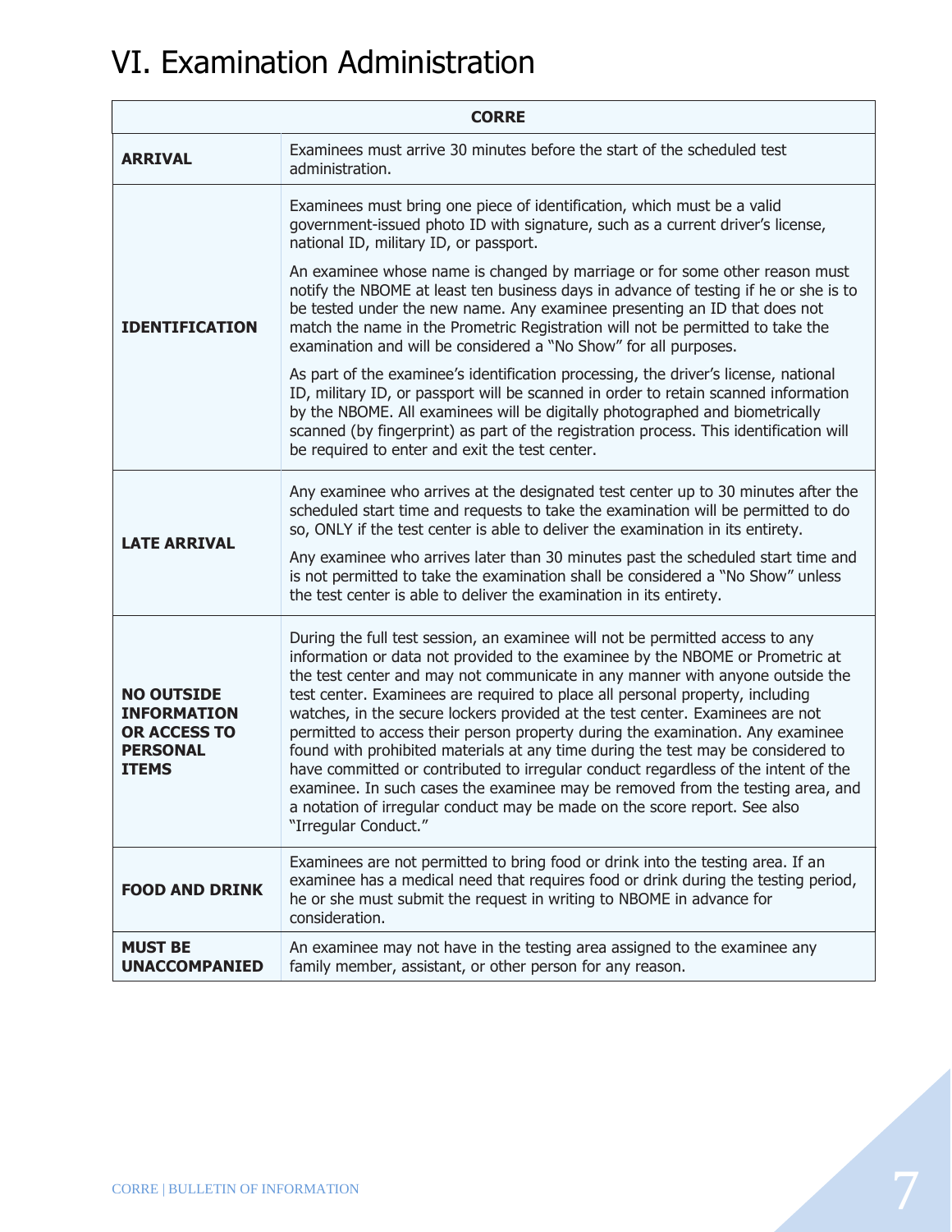# VI. Examination Administration

| CORRE | |
|---|---|
| **ARRIVAL** | Examinees must arrive 30 minutes before the start of the scheduled test administration. |
| **IDENTIFICATION** | Examinees must bring one piece of identification, which must be a valid government-issued photo ID with signature, such as a current driver's license, national ID, military ID, or passport.<br><br>An examinee whose name is changed by marriage or for some other reason must notify the NBOME at least ten business days in advance of testing if he or she is to be tested under the new name. Any examinee presenting an ID that does not match the name in the Prometric Registration will not be permitted to take the examination and will be considered a "No Show" for all purposes.<br><br>As part of the examinee's identification processing, the driver's license, national ID, military ID, or passport will be scanned in order to retain scanned information by the NBOME. All examinees will be digitally photographed and biometrically scanned (by fingerprint) as part of the registration process. This identification will be required to enter and exit the test center. |
| **LATE ARRIVAL** | Any examinee who arrives at the designated test center up to 30 minutes after the scheduled start time and requests to take the examination will be permitted to do so, ONLY if the test center is able to deliver the examination in its entirety.<br><br>Any examinee who arrives later than 30 minutes past the scheduled start time and is not permitted to take the examination shall be considered a "No Show" unless the test center is able to deliver the examination in its entirety. |
| **NO OUTSIDE INFORMATION OR ACCESS TO PERSONAL ITEMS** | During the full test session, an examinee will not be permitted access to any information or data not provided to the examinee by the NBOME or Prometric at the test center and may not communicate in any manner with anyone outside the test center. Examinees are required to place all personal property, including watches, in the secure lockers provided at the test center. Examinees are not permitted to access their person property during the examination. Any examinee found with prohibited materials at any time during the test may be considered to have committed or contributed to irregular conduct regardless of the intent of the examinee. In such cases the examinee may be removed from the testing area, and a notation of irregular conduct may be made on the score report. See also "Irregular Conduct." |
| **FOOD AND DRINK** | Examinees are not permitted to bring food or drink into the testing area. If an examinee has a medical need that requires food or drink during the testing period, he or she must submit the request in writing to NBOME in advance for consideration. |
| **MUST BE UNACCOMPANIED** | An examinee may not have in the testing area assigned to the examinee any family member, assistant, or other person for any reason. |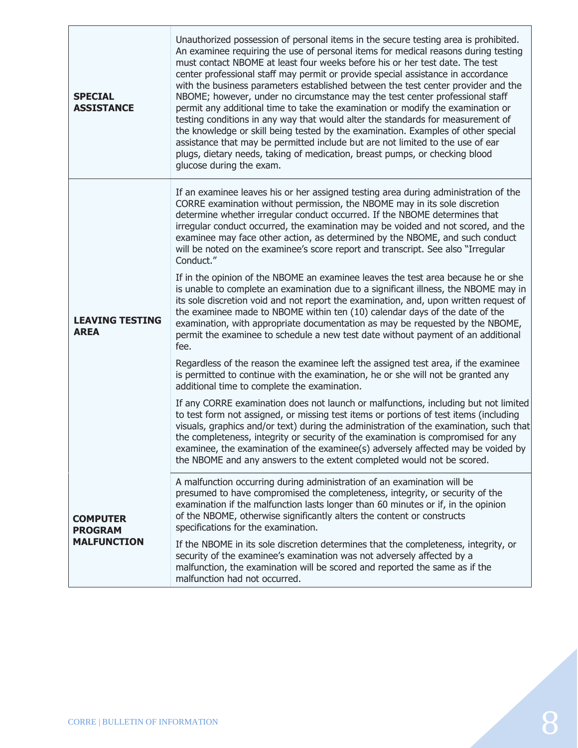| | |
|---|---|
| **SPECIAL ASSISTANCE** | Unauthorized possession of personal items in the secure testing area is prohibited. An examinee requiring the use of personal items for medical reasons during testing must contact NBOME at least four weeks before his or her test date. The test center professional staff may permit or provide special assistance in accordance with the business parameters established between the test center provider and the NBOME; however, under no circumstance may the test center professional staff permit any additional time to take the examination or modify the examination or testing conditions in any way that would alter the standards for measurement of the knowledge or skill being tested by the examination. Examples of other special assistance that may be permitted include but are not limited to the use of ear plugs, dietary needs, taking of medication, breast pumps, or checking blood glucose during the exam. |
| **LEAVING TESTING AREA** | If an examinee leaves his or her assigned testing area during administration of the CORRE examination without permission, the NBOME may in its sole discretion determine whether irregular conduct occurred. If the NBOME determines that irregular conduct occurred, the examination may be voided and not scored, and the examinee may face other action, as determined by the NBOME, and such conduct will be noted on the examinee's score report and transcript. See also "Irregular Conduct."<br><br>If in the opinion of the NBOME an examinee leaves the test area because he or she is unable to complete an examination due to a significant illness, the NBOME may in its sole discretion void and not report the examination, and, upon written request of the examinee made to NBOME within ten (10) calendar days of the date of the examination, with appropriate documentation as may be requested by the NBOME, permit the examinee to schedule a new test date without payment of an additional fee.<br><br>Regardless of the reason the examinee left the assigned test area, if the examinee is permitted to continue with the examination, he or she will not be granted any additional time to complete the examination.<br><br>If any CORRE examination does not launch or malfunctions, including but not limited to test form not assigned, or missing test items or portions of test items (including visuals, graphics and/or text) during the administration of the examination, such that the completeness, integrity or security of the examination is compromised for any examinee, the examination of the examinee(s) adversely affected may be voided by the NBOME and any answers to the extent completed would not be scored. |
| **COMPUTER PROGRAM MALFUNCTION** | A malfunction occurring during administration of an examination will be presumed to have compromised the completeness, integrity, or security of the examination if the malfunction lasts longer than 60 minutes or if, in the opinion of the NBOME, otherwise significantly alters the content or constructs specifications for the examination.<br><br>If the NBOME in its sole discretion determines that the completeness, integrity, or security of the examinee's examination was not adversely affected by a malfunction, the examination will be scored and reported the same as if the malfunction had not occurred. |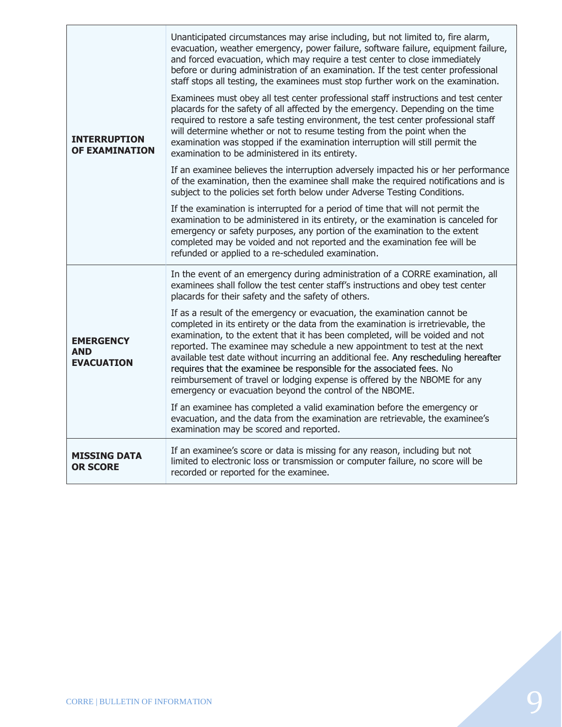| | |
|---|---|
| **INTERRUPTION OF EXAMINATION** | Unanticipated circumstances may arise including, but not limited to, fire alarm, evacuation, weather emergency, power failure, software failure, equipment failure, and forced evacuation, which may require a test center to close immediately before or during administration of an examination. If the test center professional staff stops all testing, the examinees must stop further work on the examination.<br><br>Examinees must obey all test center professional staff instructions and test center placards for the safety of all affected by the emergency. Depending on the time required to restore a safe testing environment, the test center professional staff will determine whether or not to resume testing from the point when the examination was stopped if the examination interruption will still permit the examination to be administered in its entirety.<br><br>If an examinee believes the interruption adversely impacted his or her performance of the examination, then the examinee shall make the required notifications and is subject to the policies set forth below under Adverse Testing Conditions.<br><br>If the examination is interrupted for a period of time that will not permit the examination to be administered in its entirety, or the examination is canceled for emergency or safety purposes, any portion of the examination to the extent completed may be voided and not reported and the examination fee will be refunded or applied to a re-scheduled examination. |
| **EMERGENCY AND EVACUATION** | In the event of an emergency during administration of a CORRE examination, all examinees shall follow the test center staff's instructions and obey test center placards for their safety and the safety of others.<br><br>If as a result of the emergency or evacuation, the examination cannot be completed in its entirety or the data from the examination is irretrievable, the examination, to the extent that it has been completed, will be voided and not reported. The examinee may schedule a new appointment to test at the next available test date without incurring an additional fee. Any rescheduling hereafter requires that the examinee be responsible for the associated fees. No reimbursement of travel or lodging expense is offered by the NBOME for any emergency or evacuation beyond the control of the NBOME.<br><br>If an examinee has completed a valid examination before the emergency or evacuation, and the data from the examination are retrievable, the examinee's examination may be scored and reported. |
| **MISSING DATA OR SCORE** | If an examinee's score or data is missing for any reason, including but not limited to electronic loss or transmission or computer failure, no score will be recorded or reported for the examinee. |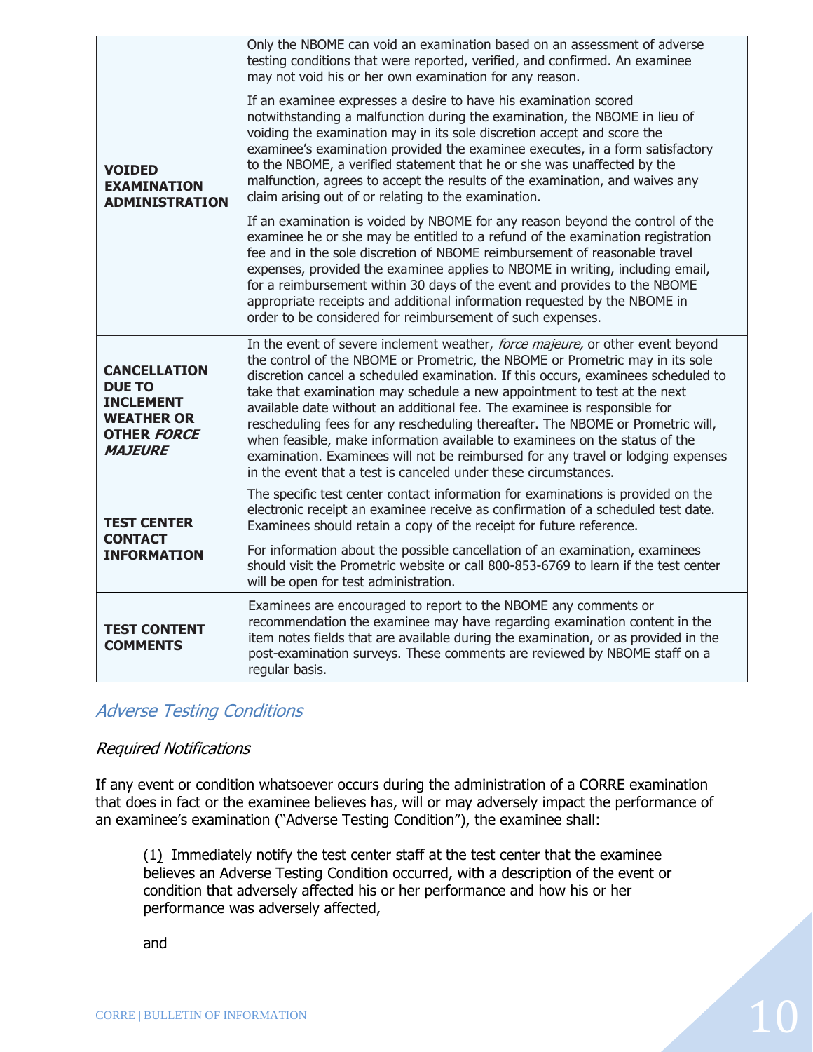| | |
|---|---|
| **VOIDED EXAMINATION ADMINISTRATION** | Only the NBOME can void an examination based on an assessment of adverse testing conditions that were reported, verified, and confirmed. An examinee may not void his or her own examination for any reason.<br><br>If an examinee expresses a desire to have his examination scored notwithstanding a malfunction during the examination, the NBOME in lieu of voiding the examination may in its sole discretion accept and score the examinee's examination provided the examinee executes, in a form satisfactory to the NBOME, a verified statement that he or she was unaffected by the malfunction, agrees to accept the results of the examination, and waives any claim arising out of or relating to the examination.<br><br>If an examination is voided by NBOME for any reason beyond the control of the examinee he or she may be entitled to a refund of the examination registration fee and in the sole discretion of NBOME reimbursement of reasonable travel expenses, provided the examinee applies to NBOME in writing, including email, for a reimbursement within 30 days of the event and provides to the NBOME appropriate receipts and additional information requested by the NBOME in order to be considered for reimbursement of such expenses. |
| **CANCELLATION DUE TO INCLEMENT WEATHER OR OTHER *FORCE MAJEURE*** | In the event of severe inclement weather, *force majeure,* or other event beyond the control of the NBOME or Prometric, the NBOME or Prometric may in its sole discretion cancel a scheduled examination. If this occurs, examinees scheduled to take that examination may schedule a new appointment to test at the next available date without an additional fee. The examinee is responsible for rescheduling fees for any rescheduling thereafter. The NBOME or Prometric will, when feasible, make information available to examinees on the status of the examination. Examinees will not be reimbursed for any travel or lodging expenses in the event that a test is canceled under these circumstances. |
| **TEST CENTER CONTACT INFORMATION** | The specific test center contact information for examinations is provided on the electronic receipt an examinee receive as confirmation of a scheduled test date. Examinees should retain a copy of the receipt for future reference.<br><br>For information about the possible cancellation of an examination, examinees should visit the Prometric website or call 800-853-6769 to learn if the test center will be open for test administration. |
| **TEST CONTENT COMMENTS** | Examinees are encouraged to report to the NBOME any comments or recommendation the examinee may have regarding examination content in the item notes fields that are available during the examination, or as provided in the post-examination surveys. These comments are reviewed by NBOME staff on a regular basis. |

## *Adverse Testing Conditions*

### *Required Notifications*

If any event or condition whatsoever occurs during the administration of a CORRE examination that does in fact or the examinee believes has, will or may adversely impact the performance of an examinee's examination ("Adverse Testing Condition"), the examinee shall:

(1) Immediately notify the test center staff at the test center that the examinee believes an Adverse Testing Condition occurred, with a description of the event or condition that adversely affected his or her performance and how his or her performance was adversely affected,

and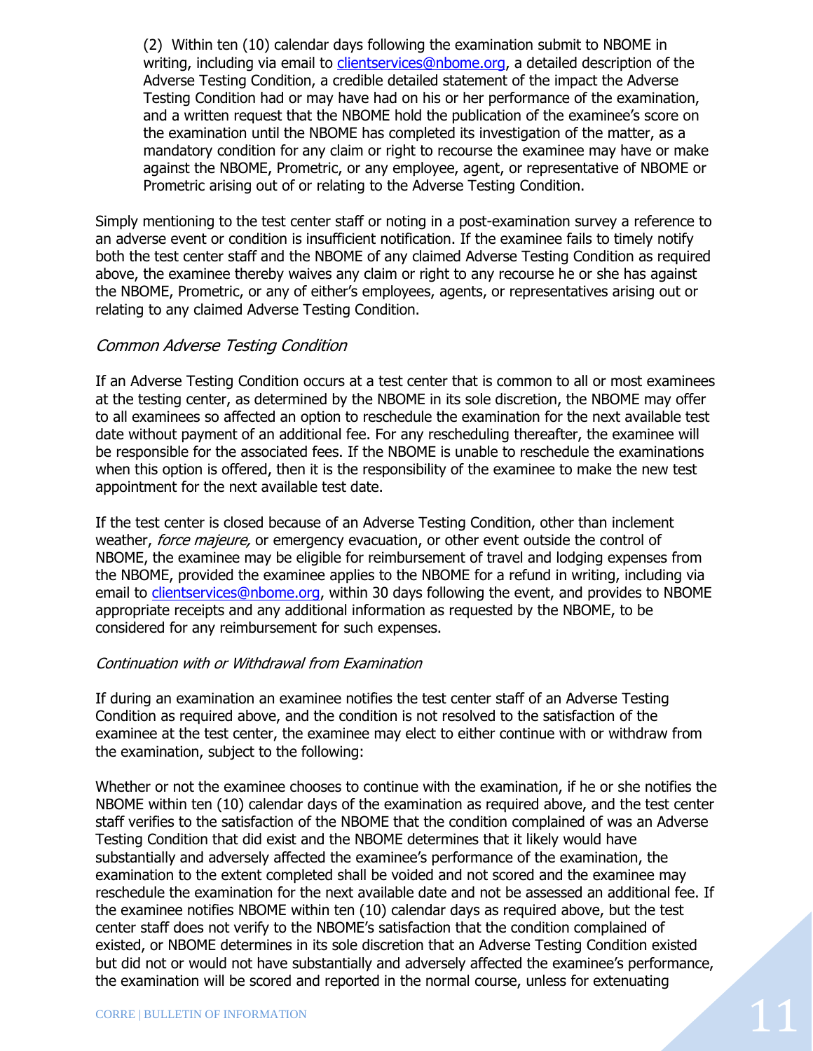(2) Within ten (10) calendar days following the examination submit to NBOME in writing, including via email to clientservices@nbome.org, a detailed description of the Adverse Testing Condition, a credible detailed statement of the impact the Adverse Testing Condition had or may have had on his or her performance of the examination, and a written request that the NBOME hold the publication of the examinee's score on the examination until the NBOME has completed its investigation of the matter, as a mandatory condition for any claim or right to recourse the examinee may have or make against the NBOME, Prometric, or any employee, agent, or representative of NBOME or Prometric arising out of or relating to the Adverse Testing Condition.

Simply mentioning to the test center staff or noting in a post-examination survey a reference to an adverse event or condition is insufficient notification. If the examinee fails to timely notify both the test center staff and the NBOME of any claimed Adverse Testing Condition as required above, the examinee thereby waives any claim or right to any recourse he or she has against the NBOME, Prometric, or any of either's employees, agents, or representatives arising out or relating to any claimed Adverse Testing Condition.

### *Common Adverse Testing Condition*

If an Adverse Testing Condition occurs at a test center that is common to all or most examinees at the testing center, as determined by the NBOME in its sole discretion, the NBOME may offer to all examinees so affected an option to reschedule the examination for the next available test date without payment of an additional fee. For any rescheduling thereafter, the examinee will be responsible for the associated fees. If the NBOME is unable to reschedule the examinations when this option is offered, then it is the responsibility of the examinee to make the new test appointment for the next available test date.

If the test center is closed because of an Adverse Testing Condition, other than inclement weather, *force majeure,* or emergency evacuation, or other event outside the control of NBOME, the examinee may be eligible for reimbursement of travel and lodging expenses from the NBOME, provided the examinee applies to the NBOME for a refund in writing, including via email to clientservices@nbome.org, within 30 days following the event, and provides to NBOME appropriate receipts and any additional information as requested by the NBOME, to be considered for any reimbursement for such expenses.

#### *Continuation with or Withdrawal from Examination*

If during an examination an examinee notifies the test center staff of an Adverse Testing Condition as required above, and the condition is not resolved to the satisfaction of the examinee at the test center, the examinee may elect to either continue with or withdraw from the examination, subject to the following:

Whether or not the examinee chooses to continue with the examination, if he or she notifies the NBOME within ten (10) calendar days of the examination as required above, and the test center staff verifies to the satisfaction of the NBOME that the condition complained of was an Adverse Testing Condition that did exist and the NBOME determines that it likely would have substantially and adversely affected the examinee's performance of the examination, the examination to the extent completed shall be voided and not scored and the examinee may reschedule the examination for the next available date and not be assessed an additional fee. If the examinee notifies NBOME within ten (10) calendar days as required above, but the test center staff does not verify to the NBOME's satisfaction that the condition complained of existed, or NBOME determines in its sole discretion that an Adverse Testing Condition existed but did not or would not have substantially and adversely affected the examinee's performance, the examination will be scored and reported in the normal course, unless for extenuating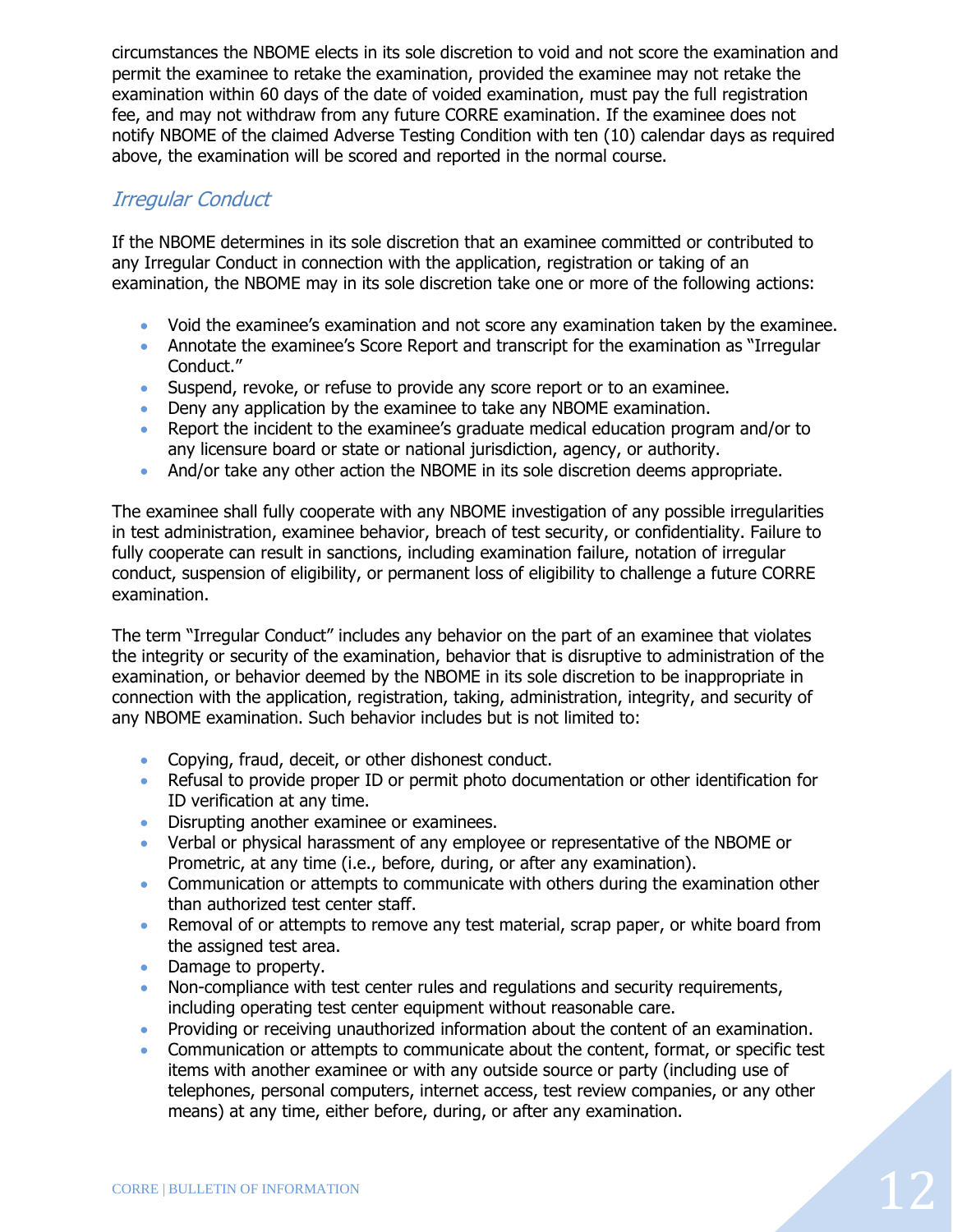circumstances the NBOME elects in its sole discretion to void and not score the examination and permit the examinee to retake the examination, provided the examinee may not retake the examination within 60 days of the date of voided examination, must pay the full registration fee, and may not withdraw from any future CORRE examination. If the examinee does not notify NBOME of the claimed Adverse Testing Condition with ten (10) calendar days as required above, the examination will be scored and reported in the normal course.

### *Irregular Conduct*

If the NBOME determines in its sole discretion that an examinee committed or contributed to any Irregular Conduct in connection with the application, registration or taking of an examination, the NBOME may in its sole discretion take one or more of the following actions:

- Void the examinee's examination and not score any examination taken by the examinee.
- Annotate the examinee's Score Report and transcript for the examination as "Irregular Conduct."
- Suspend, revoke, or refuse to provide any score report or to an examinee.
- Deny any application by the examinee to take any NBOME examination.
- Report the incident to the examinee's graduate medical education program and/or to any licensure board or state or national jurisdiction, agency, or authority.
- And/or take any other action the NBOME in its sole discretion deems appropriate.

The examinee shall fully cooperate with any NBOME investigation of any possible irregularities in test administration, examinee behavior, breach of test security, or confidentiality. Failure to fully cooperate can result in sanctions, including examination failure, notation of irregular conduct, suspension of eligibility, or permanent loss of eligibility to challenge a future CORRE examination.

The term "Irregular Conduct" includes any behavior on the part of an examinee that violates the integrity or security of the examination, behavior that is disruptive to administration of the examination, or behavior deemed by the NBOME in its sole discretion to be inappropriate in connection with the application, registration, taking, administration, integrity, and security of any NBOME examination. Such behavior includes but is not limited to:

- Copying, fraud, deceit, or other dishonest conduct.
- Refusal to provide proper ID or permit photo documentation or other identification for ID verification at any time.
- Disrupting another examinee or examinees.
- Verbal or physical harassment of any employee or representative of the NBOME or Prometric, at any time (i.e., before, during, or after any examination).
- Communication or attempts to communicate with others during the examination other than authorized test center staff.
- Removal of or attempts to remove any test material, scrap paper, or white board from the assigned test area.
- Damage to property.
- Non-compliance with test center rules and regulations and security requirements, including operating test center equipment without reasonable care.
- Providing or receiving unauthorized information about the content of an examination.
- Communication or attempts to communicate about the content, format, or specific test items with another examinee or with any outside source or party (including use of telephones, personal computers, internet access, test review companies, or any other means) at any time, either before, during, or after any examination.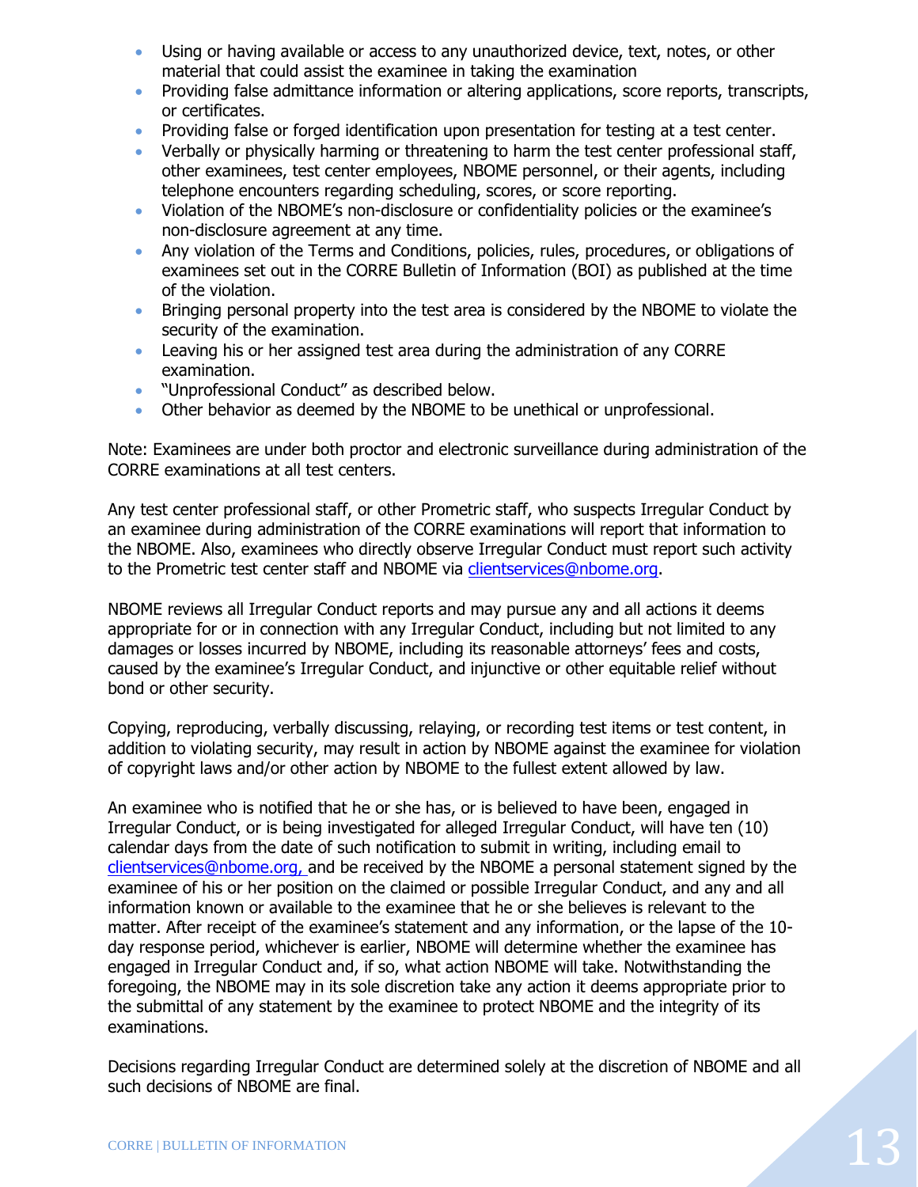- Using or having available or access to any unauthorized device, text, notes, or other material that could assist the examinee in taking the examination
- Providing false admittance information or altering applications, score reports, transcripts, or certificates.
- Providing false or forged identification upon presentation for testing at a test center.
- Verbally or physically harming or threatening to harm the test center professional staff, other examinees, test center employees, NBOME personnel, or their agents, including telephone encounters regarding scheduling, scores, or score reporting.
- Violation of the NBOME's non-disclosure or confidentiality policies or the examinee's non-disclosure agreement at any time.
- Any violation of the Terms and Conditions, policies, rules, procedures, or obligations of examinees set out in the CORRE Bulletin of Information (BOI) as published at the time of the violation.
- Bringing personal property into the test area is considered by the NBOME to violate the security of the examination.
- Leaving his or her assigned test area during the administration of any CORRE examination.
- "Unprofessional Conduct" as described below.
- Other behavior as deemed by the NBOME to be unethical or unprofessional.

Note: Examinees are under both proctor and electronic surveillance during administration of the CORRE examinations at all test centers.

Any test center professional staff, or other Prometric staff, who suspects Irregular Conduct by an examinee during administration of the CORRE examinations will report that information to the NBOME. Also, examinees who directly observe Irregular Conduct must report such activity to the Prometric test center staff and NBOME via clientservices@nbome.org.

NBOME reviews all Irregular Conduct reports and may pursue any and all actions it deems appropriate for or in connection with any Irregular Conduct, including but not limited to any damages or losses incurred by NBOME, including its reasonable attorneys' fees and costs, caused by the examinee's Irregular Conduct, and injunctive or other equitable relief without bond or other security.

Copying, reproducing, verbally discussing, relaying, or recording test items or test content, in addition to violating security, may result in action by NBOME against the examinee for violation of copyright laws and/or other action by NBOME to the fullest extent allowed by law.

An examinee who is notified that he or she has, or is believed to have been, engaged in Irregular Conduct, or is being investigated for alleged Irregular Conduct, will have ten (10) calendar days from the date of such notification to submit in writing, including email to clientservices@nbome.org, and be received by the NBOME a personal statement signed by the examinee of his or her position on the claimed or possible Irregular Conduct, and any and all information known or available to the examinee that he or she believes is relevant to the matter. After receipt of the examinee's statement and any information, or the lapse of the 10-day response period, whichever is earlier, NBOME will determine whether the examinee has engaged in Irregular Conduct and, if so, what action NBOME will take. Notwithstanding the foregoing, the NBOME may in its sole discretion take any action it deems appropriate prior to the submittal of any statement by the examinee to protect NBOME and the integrity of its examinations.

Decisions regarding Irregular Conduct are determined solely at the discretion of NBOME and all such decisions of NBOME are final.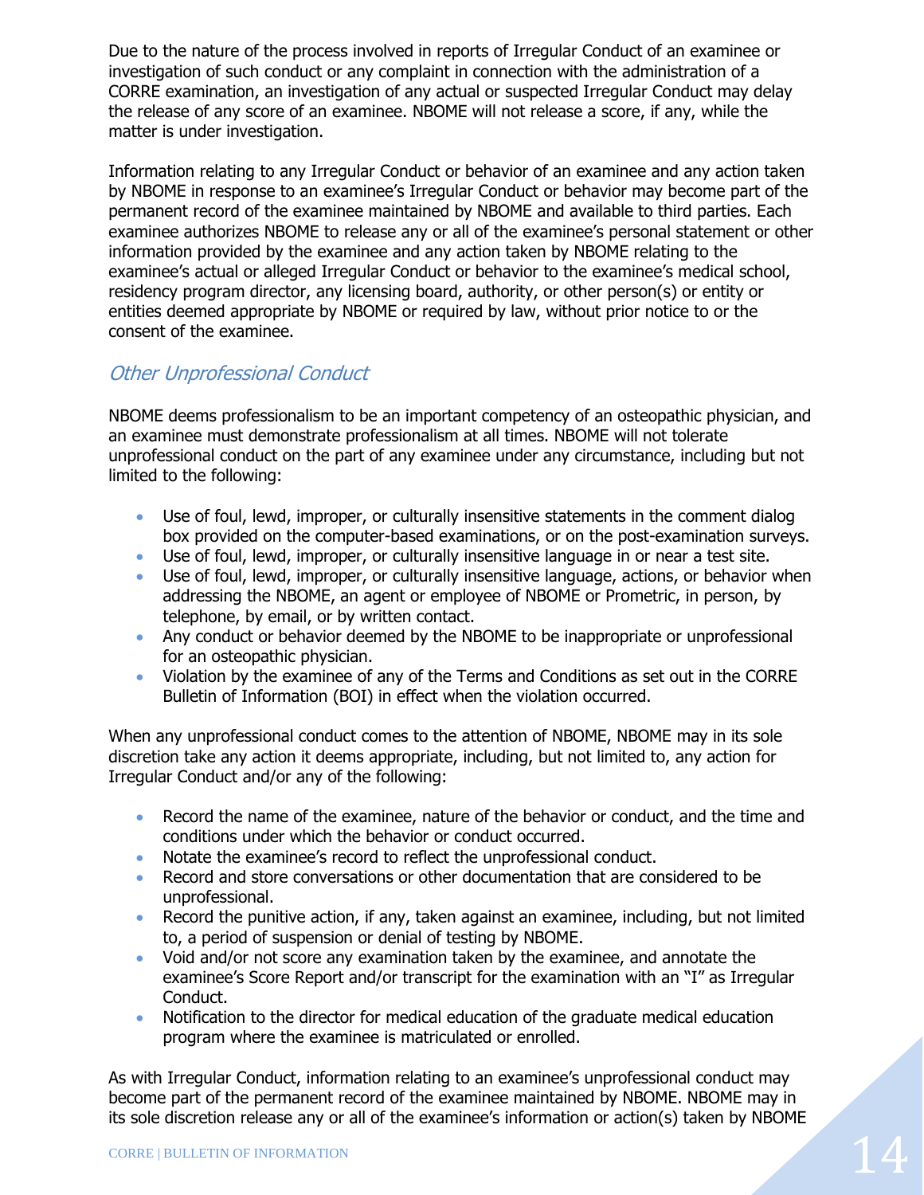Due to the nature of the process involved in reports of Irregular Conduct of an examinee or investigation of such conduct or any complaint in connection with the administration of a CORRE examination, an investigation of any actual or suspected Irregular Conduct may delay the release of any score of an examinee. NBOME will not release a score, if any, while the matter is under investigation.

Information relating to any Irregular Conduct or behavior of an examinee and any action taken by NBOME in response to an examinee's Irregular Conduct or behavior may become part of the permanent record of the examinee maintained by NBOME and available to third parties. Each examinee authorizes NBOME to release any or all of the examinee's personal statement or other information provided by the examinee and any action taken by NBOME relating to the examinee's actual or alleged Irregular Conduct or behavior to the examinee's medical school, residency program director, any licensing board, authority, or other person(s) or entity or entities deemed appropriate by NBOME or required by law, without prior notice to or the consent of the examinee.

## *Other Unprofessional Conduct*

NBOME deems professionalism to be an important competency of an osteopathic physician, and an examinee must demonstrate professionalism at all times. NBOME will not tolerate unprofessional conduct on the part of any examinee under any circumstance, including but not limited to the following:

- Use of foul, lewd, improper, or culturally insensitive statements in the comment dialog box provided on the computer-based examinations, or on the post-examination surveys.
- Use of foul, lewd, improper, or culturally insensitive language in or near a test site.
- Use of foul, lewd, improper, or culturally insensitive language, actions, or behavior when addressing the NBOME, an agent or employee of NBOME or Prometric, in person, by telephone, by email, or by written contact.
- Any conduct or behavior deemed by the NBOME to be inappropriate or unprofessional for an osteopathic physician.
- Violation by the examinee of any of the Terms and Conditions as set out in the CORRE Bulletin of Information (BOI) in effect when the violation occurred.

When any unprofessional conduct comes to the attention of NBOME, NBOME may in its sole discretion take any action it deems appropriate, including, but not limited to, any action for Irregular Conduct and/or any of the following:

- Record the name of the examinee, nature of the behavior or conduct, and the time and conditions under which the behavior or conduct occurred.
- Notate the examinee's record to reflect the unprofessional conduct.
- Record and store conversations or other documentation that are considered to be unprofessional.
- Record the punitive action, if any, taken against an examinee, including, but not limited to, a period of suspension or denial of testing by NBOME.
- Void and/or not score any examination taken by the examinee, and annotate the examinee's Score Report and/or transcript for the examination with an "I" as Irregular Conduct.
- Notification to the director for medical education of the graduate medical education program where the examinee is matriculated or enrolled.

As with Irregular Conduct, information relating to an examinee's unprofessional conduct may become part of the permanent record of the examinee maintained by NBOME. NBOME may in its sole discretion release any or all of the examinee's information or action(s) taken by NBOME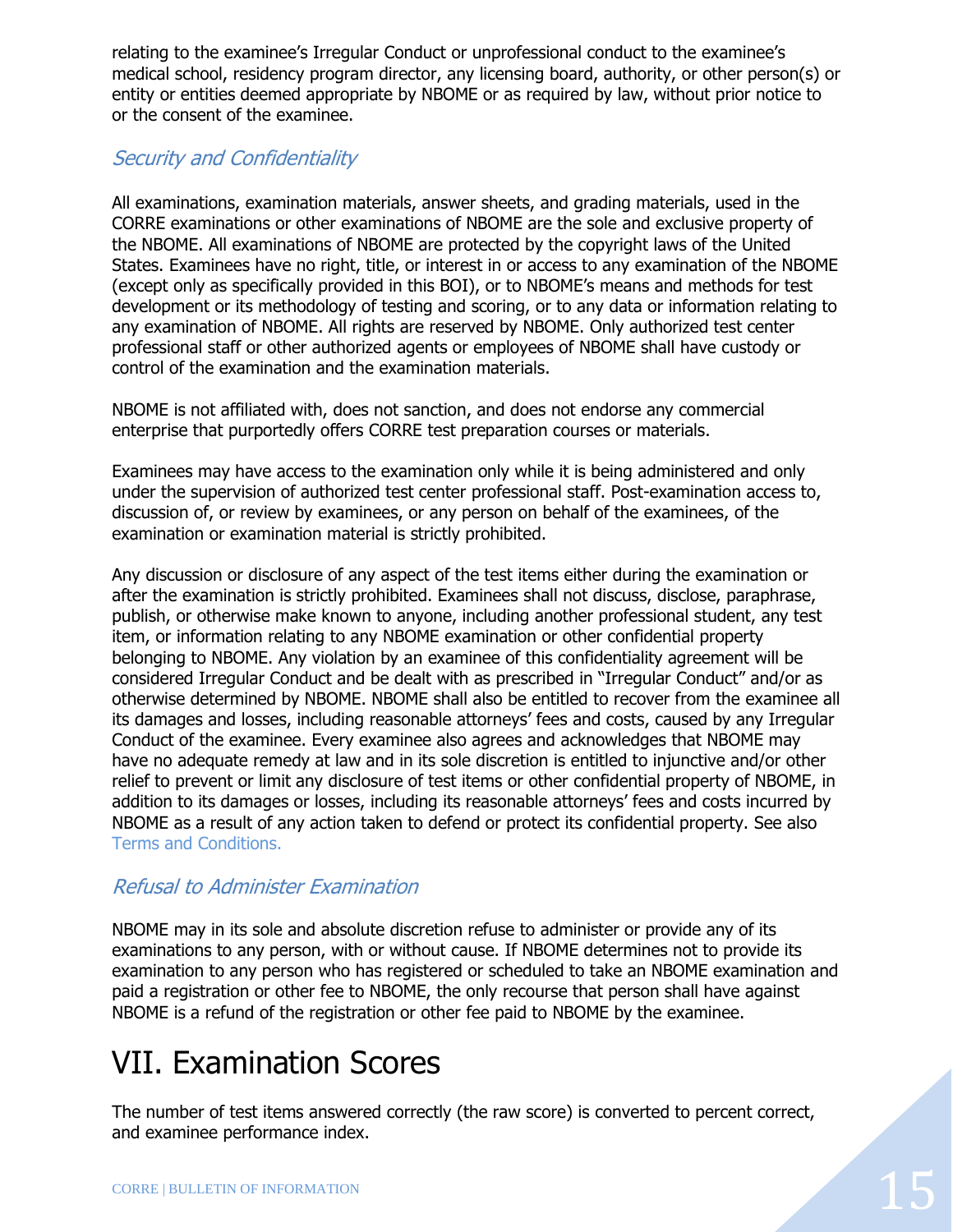relating to the examinee's Irregular Conduct or unprofessional conduct to the examinee's medical school, residency program director, any licensing board, authority, or other person(s) or entity or entities deemed appropriate by NBOME or as required by law, without prior notice to or the consent of the examinee.

### *Security and Confidentiality*

All examinations, examination materials, answer sheets, and grading materials, used in the CORRE examinations or other examinations of NBOME are the sole and exclusive property of the NBOME. All examinations of NBOME are protected by the copyright laws of the United States. Examinees have no right, title, or interest in or access to any examination of the NBOME (except only as specifically provided in this BOI), or to NBOME's means and methods for test development or its methodology of testing and scoring, or to any data or information relating to any examination of NBOME. All rights are reserved by NBOME. Only authorized test center professional staff or other authorized agents or employees of NBOME shall have custody or control of the examination and the examination materials.

NBOME is not affiliated with, does not sanction, and does not endorse any commercial enterprise that purportedly offers CORRE test preparation courses or materials.

Examinees may have access to the examination only while it is being administered and only under the supervision of authorized test center professional staff. Post-examination access to, discussion of, or review by examinees, or any person on behalf of the examinees, of the examination or examination material is strictly prohibited.

Any discussion or disclosure of any aspect of the test items either during the examination or after the examination is strictly prohibited. Examinees shall not discuss, disclose, paraphrase, publish, or otherwise make known to anyone, including another professional student, any test item, or information relating to any NBOME examination or other confidential property belonging to NBOME. Any violation by an examinee of this confidentiality agreement will be considered Irregular Conduct and be dealt with as prescribed in "Irregular Conduct" and/or as otherwise determined by NBOME. NBOME shall also be entitled to recover from the examinee all its damages and losses, including reasonable attorneys' fees and costs, caused by any Irregular Conduct of the examinee. Every examinee also agrees and acknowledges that NBOME may have no adequate remedy at law and in its sole discretion is entitled to injunctive and/or other relief to prevent or limit any disclosure of test items or other confidential property of NBOME, in addition to its damages or losses, including its reasonable attorneys' fees and costs incurred by NBOME as a result of any action taken to defend or protect its confidential property. See also Terms and Conditions.

### *Refusal to Administer Examination*

NBOME may in its sole and absolute discretion refuse to administer or provide any of its examinations to any person, with or without cause. If NBOME determines not to provide its examination to any person who has registered or scheduled to take an NBOME examination and paid a registration or other fee to NBOME, the only recourse that person shall have against NBOME is a refund of the registration or other fee paid to NBOME by the examinee.

# VII. Examination Scores

The number of test items answered correctly (the raw score) is converted to percent correct, and examinee performance index.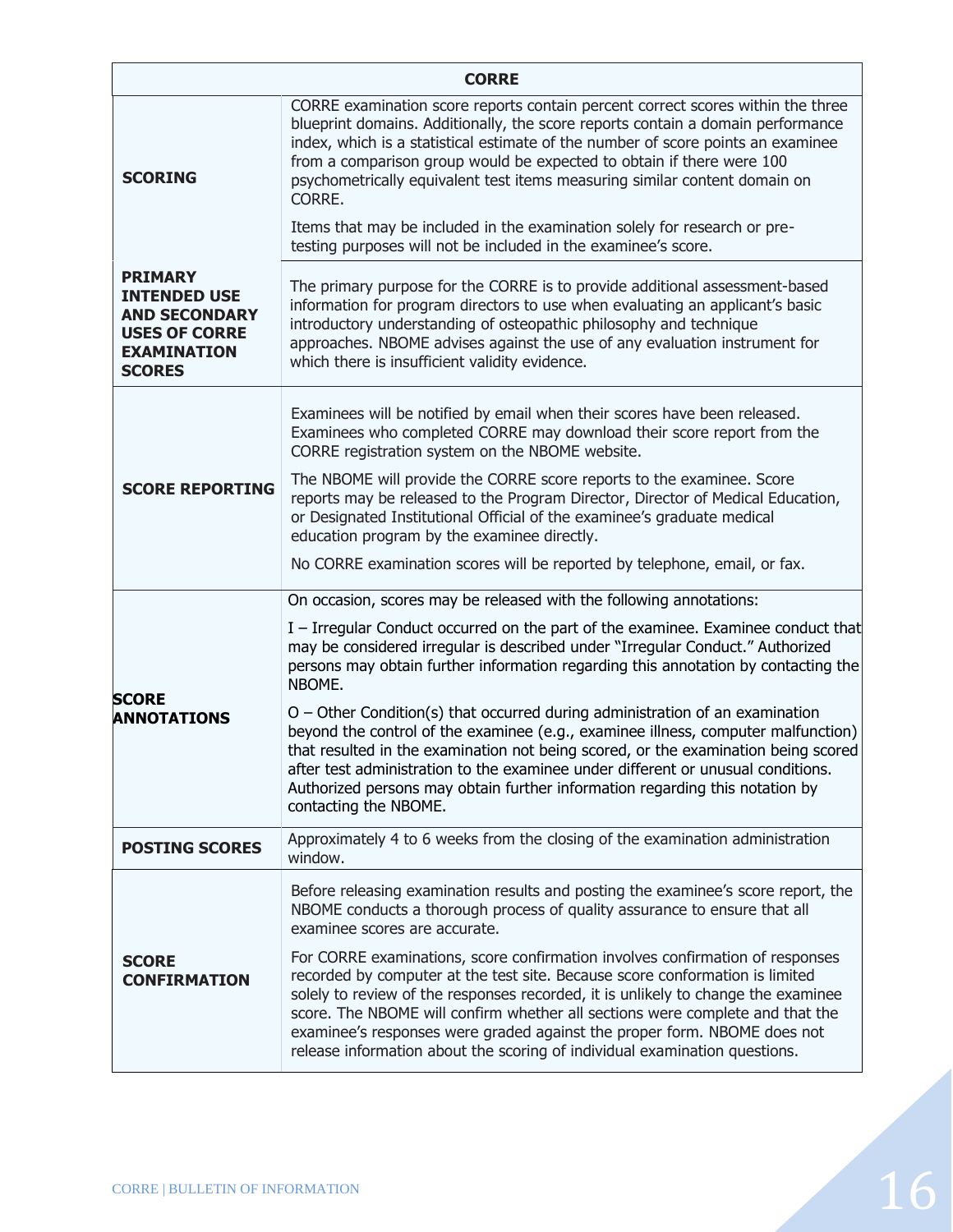| CORRE | |
|---|---|
| **SCORING** | CORRE examination score reports contain percent correct scores within the three blueprint domains. Additionally, the score reports contain a domain performance index, which is a statistical estimate of the number of score points an examinee from a comparison group would be expected to obtain if there were 100 psychometrically equivalent test items measuring similar content domain on CORRE.<br><br>Items that may be included in the examination solely for research or pre-testing purposes will not be included in the examinee's score. |
| **PRIMARY INTENDED USE AND SECONDARY USES OF CORRE EXAMINATION SCORES** | The primary purpose for the CORRE is to provide additional assessment-based information for program directors to use when evaluating an applicant's basic introductory understanding of osteopathic philosophy and technique approaches. NBOME advises against the use of any evaluation instrument for which there is insufficient validity evidence. |
| **SCORE REPORTING** | Examinees will be notified by email when their scores have been released. Examinees who completed CORRE may download their score report from the CORRE registration system on the NBOME website.<br><br>The NBOME will provide the CORRE score reports to the examinee. Score reports may be released to the Program Director, Director of Medical Education, or Designated Institutional Official of the examinee's graduate medical education program by the examinee directly.<br><br>No CORRE examination scores will be reported by telephone, email, or fax. |
| **SCORE ANNOTATIONS** | On occasion, scores may be released with the following annotations:<br><br>I – Irregular Conduct occurred on the part of the examinee. Examinee conduct that may be considered irregular is described under "Irregular Conduct." Authorized persons may obtain further information regarding this annotation by contacting the NBOME.<br><br>O – Other Condition(s) that occurred during administration of an examination beyond the control of the examinee (e.g., examinee illness, computer malfunction) that resulted in the examination not being scored, or the examination being scored after test administration to the examinee under different or unusual conditions. Authorized persons may obtain further information regarding this notation by contacting the NBOME. |
| **POSTING SCORES** | Approximately 4 to 6 weeks from the closing of the examination administration window. |
| **SCORE CONFIRMATION** | Before releasing examination results and posting the examinee's score report, the NBOME conducts a thorough process of quality assurance to ensure that all examinee scores are accurate.<br><br>For CORRE examinations, score confirmation involves confirmation of responses recorded by computer at the test site. Because score conformation is limited solely to review of the responses recorded, it is unlikely to change the examinee score. The NBOME will confirm whether all sections were complete and that the examinee's responses were graded against the proper form. NBOME does not release information about the scoring of individual examination questions. |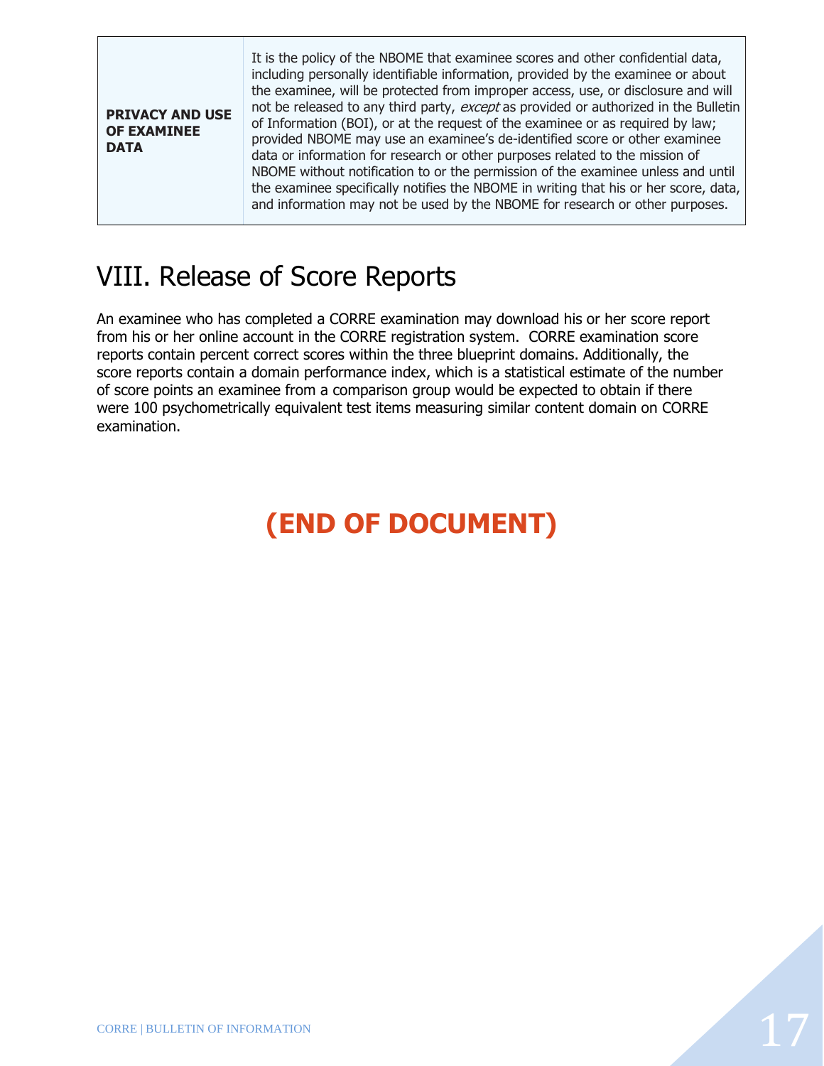| | |
|---|---|
| **PRIVACY AND USE OF EXAMINEE DATA** | It is the policy of the NBOME that examinee scores and other confidential data, including personally identifiable information, provided by the examinee or about the examinee, will be protected from improper access, use, or disclosure and will not be released to any third party, *except* as provided or authorized in the Bulletin of Information (BOI), or at the request of the examinee or as required by law; provided NBOME may use an examinee's de-identified score or other examinee data or information for research or other purposes related to the mission of NBOME without notification to or the permission of the examinee unless and until the examinee specifically notifies the NBOME in writing that his or her score, data, and information may not be used by the NBOME for research or other purposes. |

# VIII. Release of Score Reports

An examinee who has completed a CORRE examination may download his or her score report from his or her online account in the CORRE registration system. CORRE examination score reports contain percent correct scores within the three blueprint domains. Additionally, the score reports contain a domain performance index, which is a statistical estimate of the number of score points an examinee from a comparison group would be expected to obtain if there were 100 psychometrically equivalent test items measuring similar content domain on CORRE examination.

**(END OF DOCUMENT)**